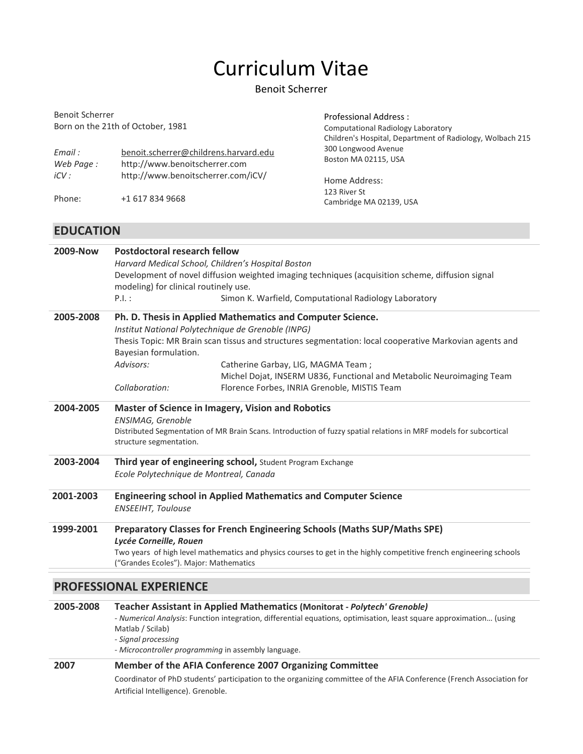# Curriculum Vitae

Benoit Scherrer

Benoit Scherrer
Born on the 21th of October, 1981

*Email :* benoit.scherrer@childrens.harvard.edu
*Web Page :* http://www.benoitscherrer.com
*iCV :* http://www.benoitscherrer.com/iCV/

Phone: +1 617 834 9668

Professional Address :
Computational Radiology Laboratory
Children's Hospital, Department of Radiology, Wolbach 215
300 Longwood Avenue
Boston MA 02115, USA

Home Address:
123 River St
Cambridge MA 02139, USA

## EDUCATION

**2009-Now** **Postdoctoral research fellow**
*Harvard Medical School, Children's Hospital Boston*
Development of novel diffusion weighted imaging techniques (acquisition scheme, diffusion signal modeling) for clinical routinely use.
P.I. : Simon K. Warfield, Computational Radiology Laboratory

**2005-2008** **Ph. D. Thesis in Applied Mathematics and Computer Science.**
*Institut National Polytechnique de Grenoble (INPG)*
Thesis Topic: MR Brain scan tissus and structures segmentation: local cooperative Markovian agents and Bayesian formulation.
*Advisors:* Catherine Garbay, LIG, MAGMA Team ;
Michel Dojat, INSERM U836, Functional and Metabolic Neuroimaging Team
*Collaboration:* Florence Forbes, INRIA Grenoble, MISTIS Team

**2004-2005** **Master of Science in Imagery, Vision and Robotics**
*ENSIMAG, Grenoble*
Distributed Segmentation of MR Brain Scans. Introduction of fuzzy spatial relations in MRF models for subcortical structure segmentation.

**2003-2004** **Third year of engineering school,** Student Program Exchange
*Ecole Polytechnique de Montreal, Canada*

**2001-2003** **Engineering school in Applied Mathematics and Computer Science**
*ENSEEIHT, Toulouse*

**1999-2001** **Preparatory Classes for French Engineering Schools (Maths SUP/Maths SPE)**
***Lycée Corneille, Rouen***
Two years of high level mathematics and physics courses to get in the highly competitive french engineering schools ("Grandes Ecoles"). Major: Mathematics

## PROFESSIONAL EXPERIENCE

**2005-2008** **Teacher Assistant in Applied Mathematics (Monitorat - *Polytech' Grenoble)***
- *Numerical Analysis*: Function integration, differential equations, optimisation, least square approximation… (using Matlab / Scilab)
- *Signal processing*
- *Microcontroller programming* in assembly language.

**2007** **Member of the AFIA Conference 2007 Organizing Committee**
Coordinator of PhD students' participation to the organizing committee of the AFIA Conference (French Association for Artificial Intelligence). Grenoble.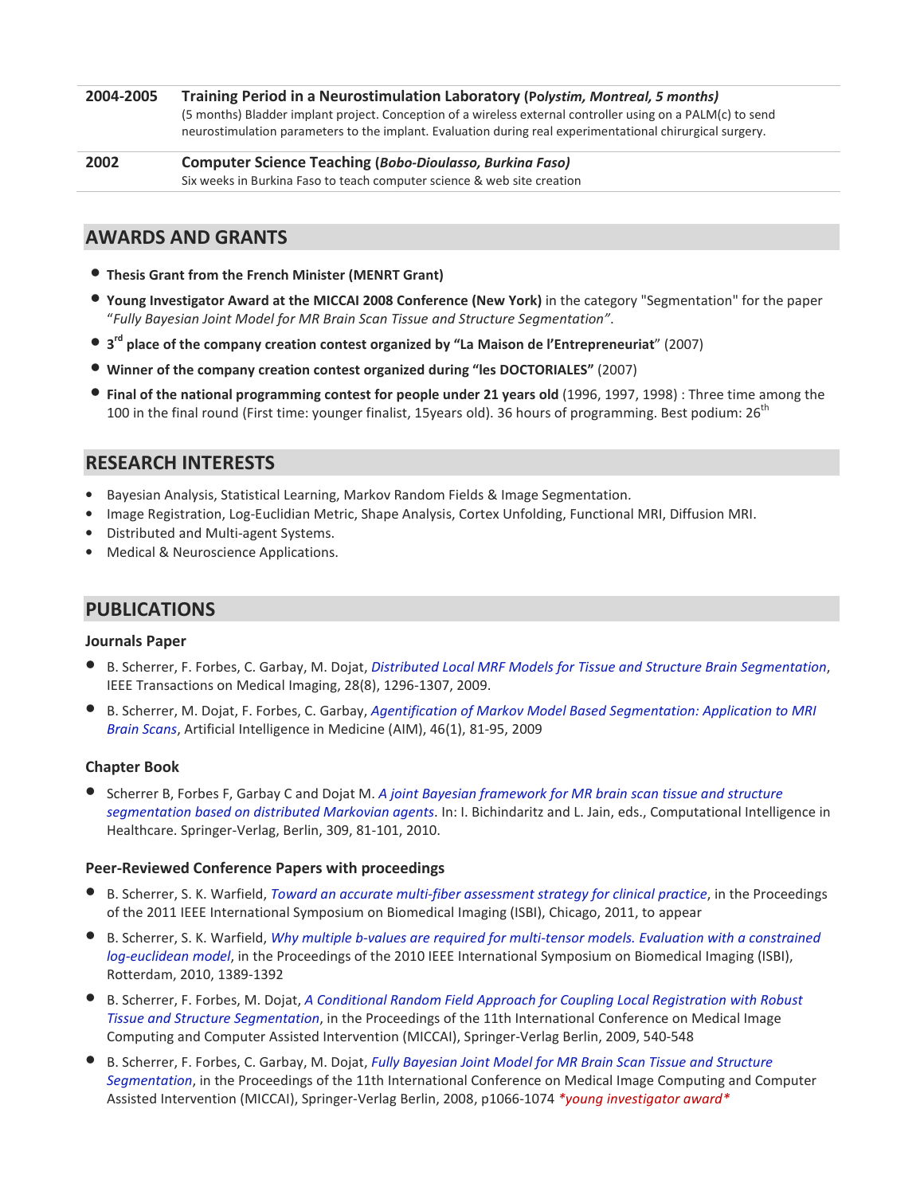| | |
|---|---|
| **2004-2005** | **Training Period in a Neurostimulation Laboratory (P*olystim, Montreal, 5 months)***<br>(5 months) Bladder implant project. Conception of a wireless external controller using on a PALM(c) to send neurostimulation parameters to the implant. Evaluation during real experimentational chirurgical surgery. |
| **2002** | **Computer Science Teaching (*Bobo-Dioulasso, Burkina Faso)***<br>Six weeks in Burkina Faso to teach computer science & web site creation |

## AWARDS AND GRANTS

- **Thesis Grant from the French Minister (MENRT Grant)**
- **Young Investigator Award at the MICCAI 2008 Conference (New York)** in the category "Segmentation" for the paper "*Fully Bayesian Joint Model for MR Brain Scan Tissue and Structure Segmentation"*.
- **3rd place of the company creation contest organized by "La Maison de l'Entrepreneuriat**" (2007)
- **Winner of the company creation contest organized during "les DOCTORIALES"** (2007)
- **Final of the national programming contest for people under 21 years old** (1996, 1997, 1998) : Three time among the 100 in the final round (First time: younger finalist, 15years old). 36 hours of programming. Best podium: 26th

## RESEARCH INTERESTS

- Bayesian Analysis, Statistical Learning, Markov Random Fields & Image Segmentation.
- Image Registration, Log-Euclidian Metric, Shape Analysis, Cortex Unfolding, Functional MRI, Diffusion MRI.
- Distributed and Multi-agent Systems.
- Medical & Neuroscience Applications.

## PUBLICATIONS

### Journals Paper

- B. Scherrer, F. Forbes, C. Garbay, M. Dojat, *Distributed Local MRF Models for Tissue and Structure Brain Segmentation*, IEEE Transactions on Medical Imaging, 28(8), 1296-1307, 2009.
- B. Scherrer, M. Dojat, F. Forbes, C. Garbay, *Agentification of Markov Model Based Segmentation: Application to MRI Brain Scans*, Artificial Intelligence in Medicine (AIM), 46(1), 81-95, 2009

### Chapter Book

- Scherrer B, Forbes F, Garbay C and Dojat M. *A joint Bayesian framework for MR brain scan tissue and structure segmentation based on distributed Markovian agents*. In: I. Bichindaritz and L. Jain, eds., Computational Intelligence in Healthcare. Springer-Verlag, Berlin, 309, 81-101, 2010.

### Peer-Reviewed Conference Papers with proceedings

- B. Scherrer, S. K. Warfield, *Toward an accurate multi-fiber assessment strategy for clinical practice*, in the Proceedings of the 2011 IEEE International Symposium on Biomedical Imaging (ISBI), Chicago, 2011, to appear
- B. Scherrer, S. K. Warfield, *Why multiple b-values are required for multi-tensor models. Evaluation with a constrained log-euclidean model*, in the Proceedings of the 2010 IEEE International Symposium on Biomedical Imaging (ISBI), Rotterdam, 2010, 1389-1392
- B. Scherrer, F. Forbes, M. Dojat, *A Conditional Random Field Approach for Coupling Local Registration with Robust Tissue and Structure Segmentation*, in the Proceedings of the 11th International Conference on Medical Image Computing and Computer Assisted Intervention (MICCAI), Springer-Verlag Berlin, 2009, 540-548
- B. Scherrer, F. Forbes, C. Garbay, M. Dojat, *Fully Bayesian Joint Model for MR Brain Scan Tissue and Structure Segmentation*, in the Proceedings of the 11th International Conference on Medical Image Computing and Computer Assisted Intervention (MICCAI), Springer-Verlag Berlin, 2008, p1066-1074 *\*young investigator award\**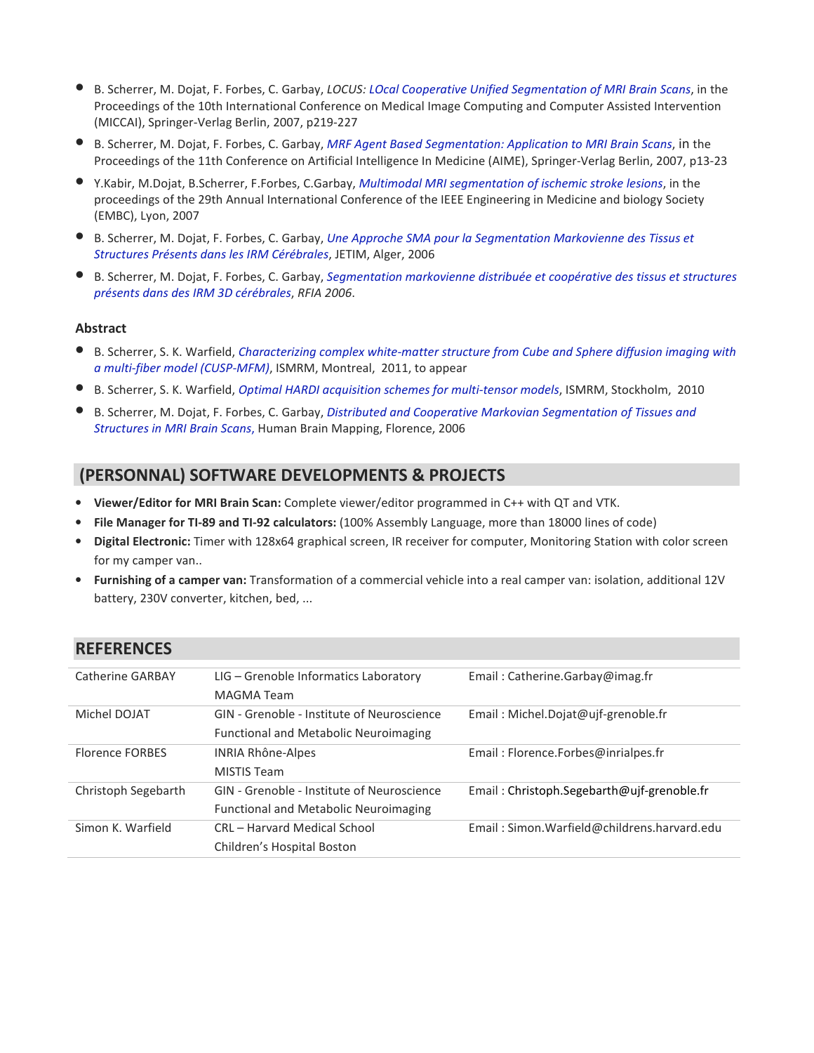- B. Scherrer, M. Dojat, F. Forbes, C. Garbay, *LOCUS: LOcal Cooperative Unified Segmentation of MRI Brain Scans*, in the Proceedings of the 10th International Conference on Medical Image Computing and Computer Assisted Intervention (MICCAI), Springer-Verlag Berlin, 2007, p219-227
- B. Scherrer, M. Dojat, F. Forbes, C. Garbay, *MRF Agent Based Segmentation: Application to MRI Brain Scans*, in the Proceedings of the 11th Conference on Artificial Intelligence In Medicine (AIME), Springer-Verlag Berlin, 2007, p13-23
- Y.Kabir, M.Dojat, B.Scherrer, F.Forbes, C.Garbay, *Multimodal MRI segmentation of ischemic stroke lesions*, in the proceedings of the 29th Annual International Conference of the IEEE Engineering in Medicine and biology Society (EMBC), Lyon, 2007
- B. Scherrer, M. Dojat, F. Forbes, C. Garbay, *Une Approche SMA pour la Segmentation Markovienne des Tissus et Structures Présents dans les IRM Cérébrales*, JETIM, Alger, 2006
- B. Scherrer, M. Dojat, F. Forbes, C. Garbay, *Segmentation markovienne distribuée et coopérative des tissus et structures présents dans des IRM 3D cérébrales*, *RFIA 2006*.

### Abstract

- B. Scherrer, S. K. Warfield, *Characterizing complex white-matter structure from Cube and Sphere diffusion imaging with a multi-fiber model (CUSP-MFM)*, ISMRM, Montreal, 2011, to appear
- B. Scherrer, S. K. Warfield, *Optimal HARDI acquisition schemes for multi-tensor models*, ISMRM, Stockholm, 2010
- B. Scherrer, M. Dojat, F. Forbes, C. Garbay, *Distributed and Cooperative Markovian Segmentation of Tissues and Structures in MRI Brain Scans*, Human Brain Mapping, Florence, 2006

## (PERSONNAL) SOFTWARE DEVELOPMENTS & PROJECTS

- **Viewer/Editor for MRI Brain Scan:** Complete viewer/editor programmed in C++ with QT and VTK.
- **File Manager for TI-89 and TI-92 calculators:** (100% Assembly Language, more than 18000 lines of code)
- **Digital Electronic:** Timer with 128x64 graphical screen, IR receiver for computer, Monitoring Station with color screen for my camper van..
- **Furnishing of a camper van:** Transformation of a commercial vehicle into a real camper van: isolation, additional 12V battery, 230V converter, kitchen, bed, ...

## REFERENCES

| | | |
|---|---|---|
| Catherine GARBAY | LIG – Grenoble Informatics Laboratory<br>MAGMA Team | Email : Catherine.Garbay@imag.fr |
| Michel DOJAT | GIN - Grenoble - Institute of Neuroscience<br>Functional and Metabolic Neuroimaging | Email : Michel.Dojat@ujf-grenoble.fr |
| Florence FORBES | INRIA Rhône-Alpes<br>MISTIS Team | Email : Florence.Forbes@inrialpes.fr |
| Christoph Segebarth | GIN - Grenoble - Institute of Neuroscience<br>Functional and Metabolic Neuroimaging | Email : Christoph.Segebarth@ujf-grenoble.fr |
| Simon K. Warfield | CRL – Harvard Medical School<br>Children's Hospital Boston | Email : Simon.Warfield@childrens.harvard.edu |